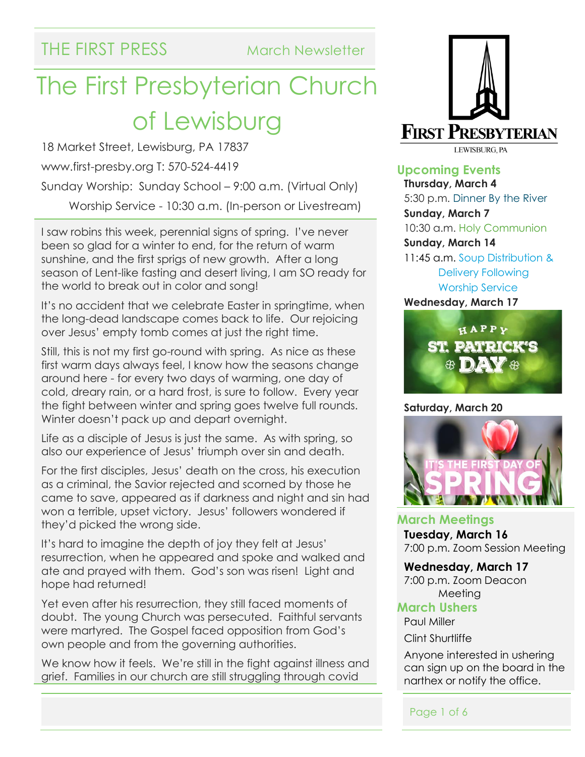THE FIRST PRESS — March Newsletter

# The First Presbyterian Church of Lewisburg

18 Market Street, Lewisburg, PA 17837

www.first-presby.org T: 570-524-4419

Sunday Worship: Sunday School – 9:00 a.m. (Virtual Only)

Worship Service - 10:30 a.m. (In-person or Livestream)

I saw robins this week, perennial signs of spring. I've never been so glad for a winter to end, for the return of warm sunshine, and the first sprigs of new growth. After a long season of Lent-like fasting and desert living, I am SO ready for the world to break out in color and song!

It's no accident that we celebrate Easter in springtime, when the long-dead landscape comes back to life. Our rejoicing over Jesus' empty tomb comes at just the right time.

Still, this is not my first go-round with spring. As nice as these first warm days always feel, I know how the seasons change around here - for every two days of warming, one day of cold, dreary rain, or a hard frost, is sure to follow. Every year the fight between winter and spring goes twelve full rounds. Winter doesn't pack up and depart overnight.

Life as a disciple of Jesus is just the same. As with spring, so also our experience of Jesus' triumph over sin and death.

For the first disciples, Jesus' death on the cross, his execution as a criminal, the Savior rejected and scorned by those he came to save, appeared as if darkness and night and sin had won a terrible, upset victory. Jesus' followers wondered if they'd picked the wrong side.

It's hard to imagine the depth of joy they felt at Jesus' resurrection, when he appeared and spoke and walked and ate and prayed with them. God's son was risen! Light and hope had returned!

Yet even after his resurrection, they still faced moments of doubt. The young Church was persecuted. Faithful servants were martyred. The Gospel faced opposition from God's own people and from the governing authorities.

We know how it feels. We're still in the fight against illness and grief. Families in our church are still struggling through covid

## Upcoming Events

**Thursday, March 4**
5:30 p.m. Dinner By the River

**Sunday, March 7**
10:30 a.m. Holy Communion

**Sunday, March 14**
11:45 a.m. Soup Distribution & Delivery Following Worship Service

**Wednesday, March 17**
Happy St. Patrick's Day

**Saturday, March 20**
It's the First Day of Spring

## March Meetings

**Tuesday, March 16**
7:00 p.m. Zoom Session Meeting

**Wednesday, March 17**
7:00 p.m. Zoom Deacon Meeting

## March Ushers

Paul Miller

Clint Shurtliffe

Anyone interested in ushering can sign up on the board in the narthex or notify the office.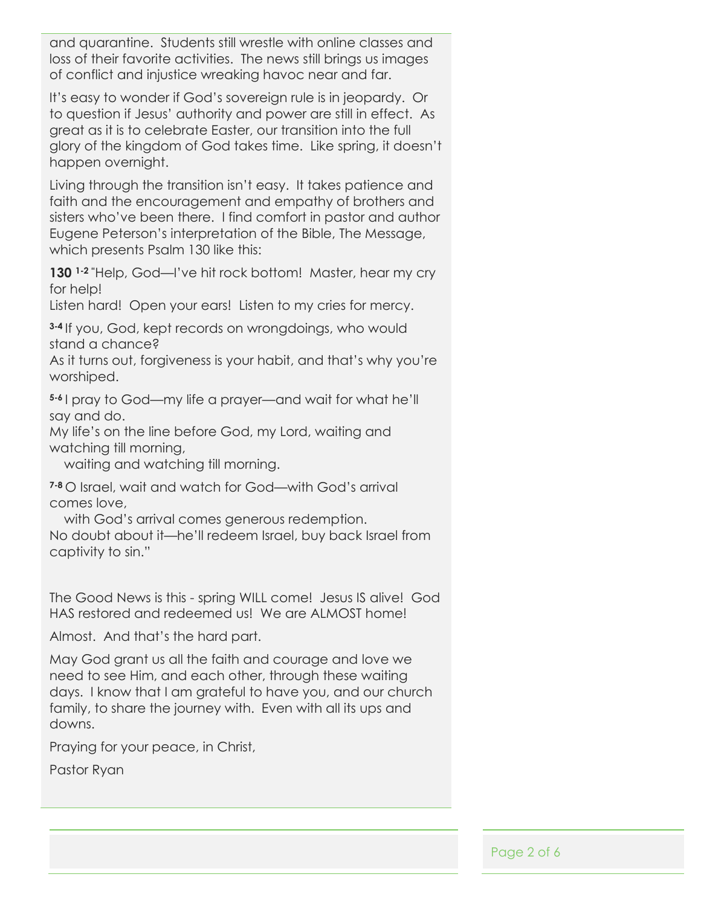and quarantine. Students still wrestle with online classes and loss of their favorite activities. The news still brings us images of conflict and injustice wreaking havoc near and far.

It's easy to wonder if God's sovereign rule is in jeopardy. Or to question if Jesus' authority and power are still in effect. As great as it is to celebrate Easter, our transition into the full glory of the kingdom of God takes time. Like spring, it doesn't happen overnight.

Living through the transition isn't easy. It takes patience and faith and the encouragement and empathy of brothers and sisters who've been there. I find comfort in pastor and author Eugene Peterson's interpretation of the Bible, The Message, which presents Psalm 130 like this:

**130** **1-2** "Help, God—I've hit rock bottom! Master, hear my cry for help!
Listen hard! Open your ears! Listen to my cries for mercy.

**3-4** If you, God, kept records on wrongdoings, who would stand a chance?
As it turns out, forgiveness is your habit, and that's why you're worshiped.

**5-6** I pray to God—my life a prayer—and wait for what he'll say and do.
My life's on the line before God, my Lord, waiting and watching till morning,
   waiting and watching till morning.

**7-8** O Israel, wait and watch for God—with God's arrival comes love,
   with God's arrival comes generous redemption.
No doubt about it—he'll redeem Israel, buy back Israel from captivity to sin."

The Good News is this - spring WILL come! Jesus IS alive! God HAS restored and redeemed us! We are ALMOST home!

Almost. And that's the hard part.

May God grant us all the faith and courage and love we need to see Him, and each other, through these waiting days. I know that I am grateful to have you, and our church family, to share the journey with. Even with all its ups and downs.

Praying for your peace, in Christ,

Pastor Ryan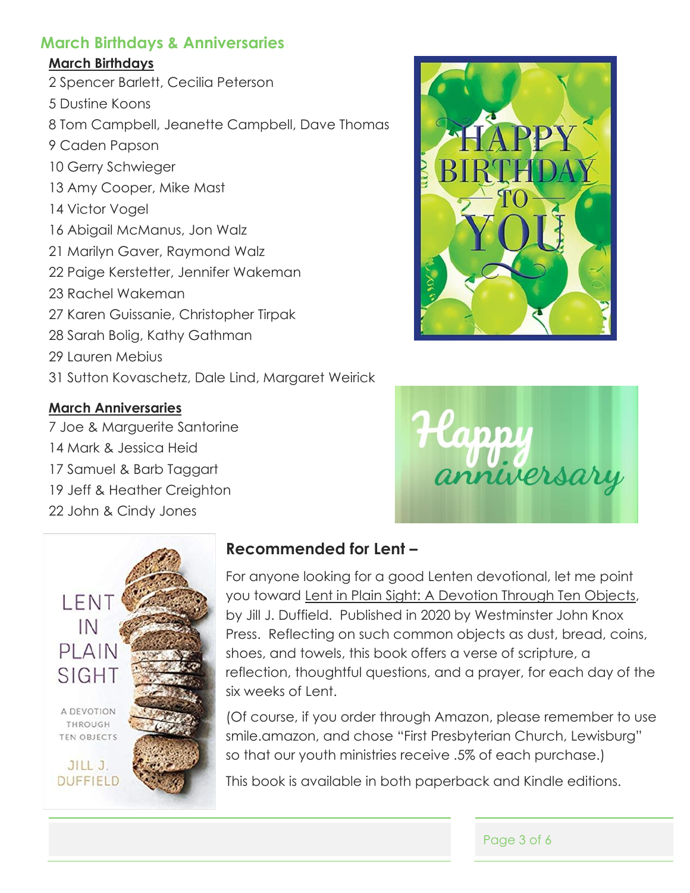## March Birthdays & Anniversaries

**March Birthdays**

2 Spencer Barlett, Cecilia Peterson
5 Dustine Koons
8 Tom Campbell, Jeanette Campbell, Dave Thomas
9 Caden Papson
10 Gerry Schwieger
13 Amy Cooper, Mike Mast
14 Victor Vogel
16 Abigail McManus, Jon Walz
21 Marilyn Gaver, Raymond Walz
22 Paige Kerstetter, Jennifer Wakeman
23 Rachel Wakeman
27 Karen Guissanie, Christopher Tirpak
28 Sarah Bolig, Kathy Gathman
29 Lauren Mebius
31 Sutton Kovaschetz, Dale Lind, Margaret Weirick

**March Anniversaries**

7 Joe & Marguerite Santorine
14 Mark & Jessica Heid
17 Samuel & Barb Taggart
19 Jeff & Heather Creighton
22 John & Cindy Jones

### Recommended for Lent –

For anyone looking for a good Lenten devotional, let me point you toward Lent in Plain Sight: A Devotion Through Ten Objects, by Jill J. Duffield. Published in 2020 by Westminster John Knox Press. Reflecting on such common objects as dust, bread, coins, shoes, and towels, this book offers a verse of scripture, a reflection, thoughtful questions, and a prayer, for each day of the six weeks of Lent.

(Of course, if you order through Amazon, please remember to use smile.amazon, and chose "First Presbyterian Church, Lewisburg" so that our youth ministries receive .5% of each purchase.)

This book is available in both paperback and Kindle editions.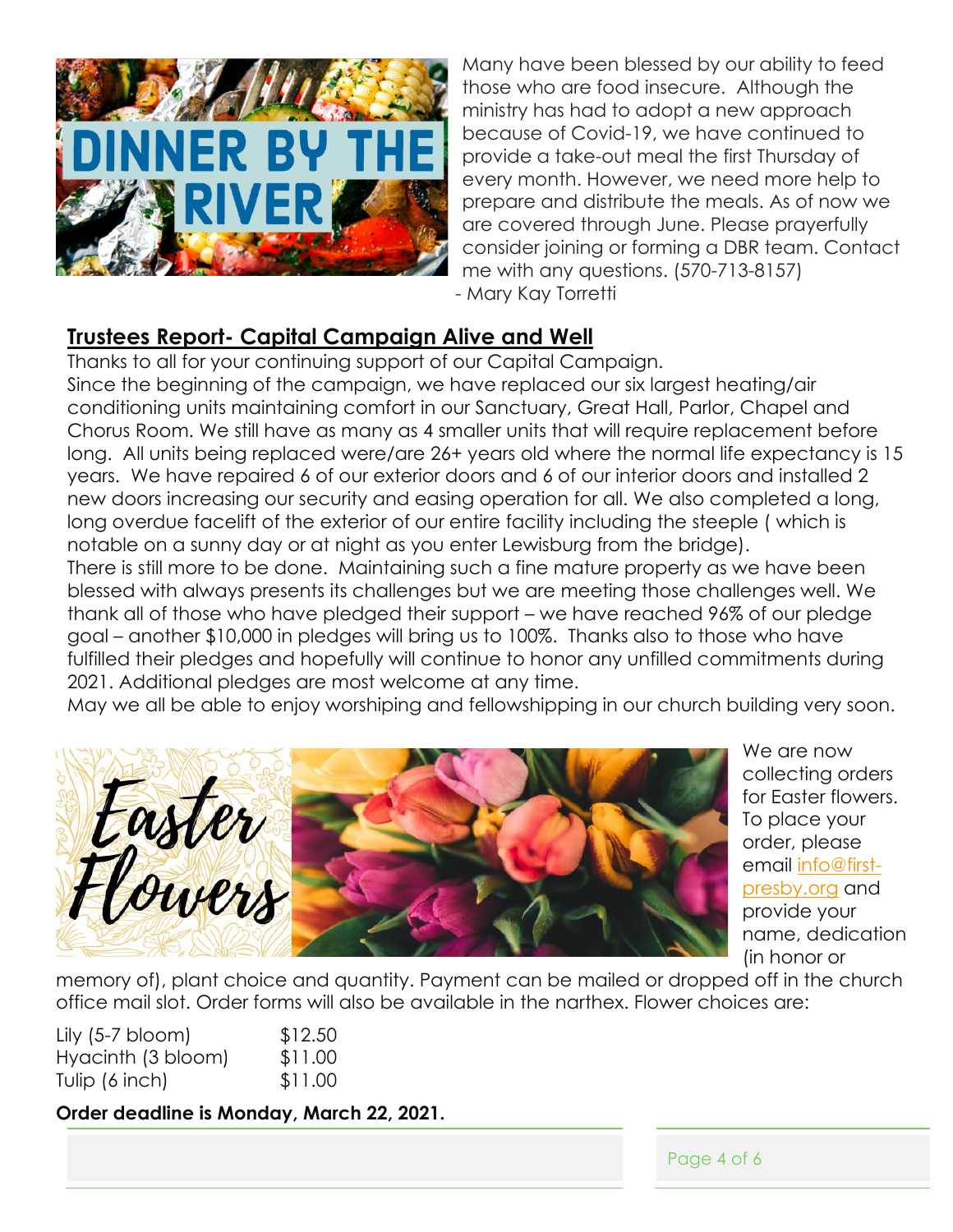Many have been blessed by our ability to feed those who are food insecure. Although the ministry has had to adopt a new approach because of Covid-19, we have continued to provide a take-out meal the first Thursday of every month. However, we need more help to prepare and distribute the meals. As of now we are covered through June. Please prayerfully consider joining or forming a DBR team. Contact me with any questions. (570-713-8157)

- Mary Kay Torretti

## Trustees Report- Capital Campaign Alive and Well

Thanks to all for your continuing support of our Capital Campaign.

Since the beginning of the campaign, we have replaced our six largest heating/air conditioning units maintaining comfort in our Sanctuary, Great Hall, Parlor, Chapel and Chorus Room. We still have as many as 4 smaller units that will require replacement before long. All units being replaced were/are 26+ years old where the normal life expectancy is 15 years. We have repaired 6 of our exterior doors and 6 of our interior doors and installed 2 new doors increasing our security and easing operation for all. We also completed a long, long overdue facelift of the exterior of our entire facility including the steeple ( which is notable on a sunny day or at night as you enter Lewisburg from the bridge).

There is still more to be done. Maintaining such a fine mature property as we have been blessed with always presents its challenges but we are meeting those challenges well. We thank all of those who have pledged their support – we have reached 96% of our pledge goal – another $10,000 in pledges will bring us to 100%. Thanks also to those who have fulfilled their pledges and hopefully will continue to honor any unfilled commitments during 2021. Additional pledges are most welcome at any time.

May we all be able to enjoy worshiping and fellowshipping in our church building very soon.

We are now collecting orders for Easter flowers. To place your order, please email info@first-presby.org and provide your name, dedication (in honor or memory of), plant choice and quantity. Payment can be mailed or dropped off in the church office mail slot. Order forms will also be available in the narthex. Flower choices are:

| | |
|---|---|
| Lily (5-7 bloom) | $12.50 |
| Hyacinth (3 bloom) | $11.00 |
| Tulip (6 inch) | $11.00 |

**Order deadline is Monday, March 22, 2021.**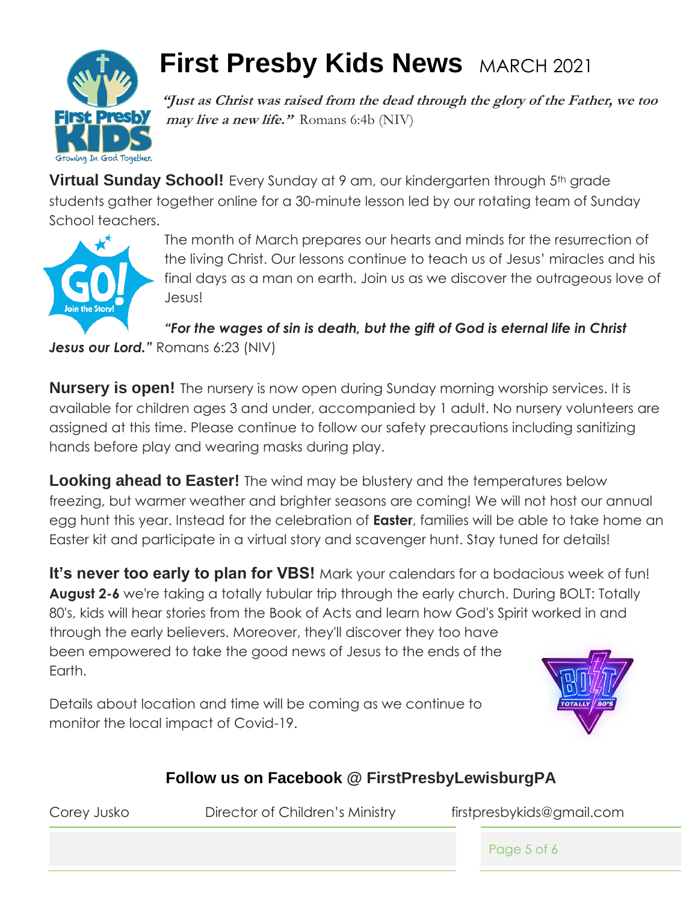# First Presby Kids News MARCH 2021

***"Just as Christ was raised from the dead through the glory of the Father, we too may live a new life."*** Romans 6:4b (NIV)

**Virtual Sunday School!** Every Sunday at 9 am, our kindergarten through 5th grade students gather together online for a 30-minute lesson led by our rotating team of Sunday School teachers.

The month of March prepares our hearts and minds for the resurrection of the living Christ. Our lessons continue to teach us of Jesus' miracles and his final days as a man on earth. Join us as we discover the outrageous love of Jesus!

***"For the wages of sin is death, but the gift of God is eternal life in Christ Jesus our Lord."*** Romans 6:23 (NIV)

**Nursery is open!** The nursery is now open during Sunday morning worship services. It is available for children ages 3 and under, accompanied by 1 adult. No nursery volunteers are assigned at this time. Please continue to follow our safety precautions including sanitizing hands before play and wearing masks during play.

**Looking ahead to Easter!** The wind may be blustery and the temperatures below freezing, but warmer weather and brighter seasons are coming! We will not host our annual egg hunt this year. Instead for the celebration of **Easter**, families will be able to take home an Easter kit and participate in a virtual story and scavenger hunt. Stay tuned for details!

**It's never too early to plan for VBS!** Mark your calendars for a bodacious week of fun! **August 2-6** we're taking a totally tubular trip through the early church. During BOLT: Totally 80's, kids will hear stories from the Book of Acts and learn how God's Spirit worked in and through the early believers. Moreover, they'll discover they too have been empowered to take the good news of Jesus to the ends of the Earth.

Details about location and time will be coming as we continue to monitor the local impact of Covid-19.

**Follow us on Facebook @ FirstPresbyLewisburgPA**

Corey Jusko — Director of Children's Ministry — firstpresbykids@gmail.com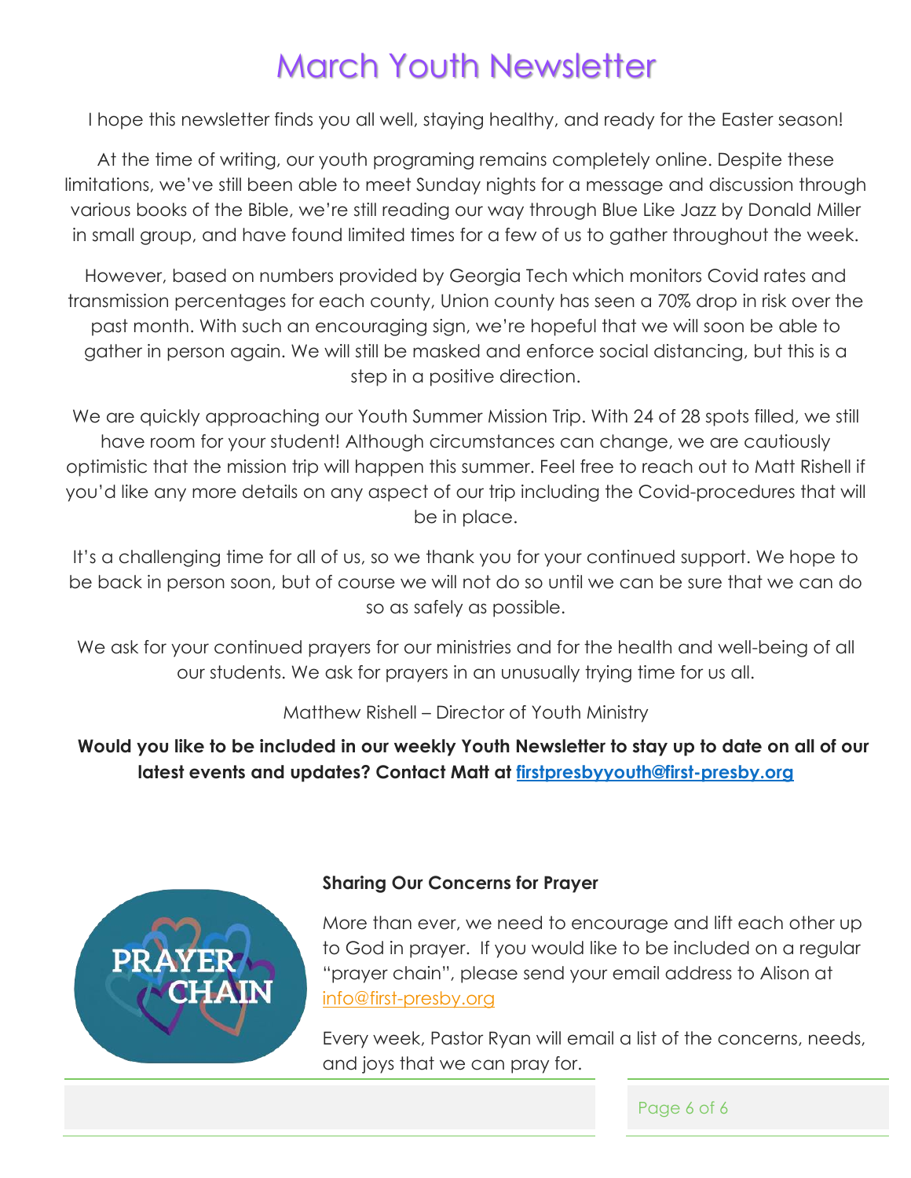# March Youth Newsletter

I hope this newsletter finds you all well, staying healthy, and ready for the Easter season!

At the time of writing, our youth programing remains completely online. Despite these limitations, we've still been able to meet Sunday nights for a message and discussion through various books of the Bible, we're still reading our way through Blue Like Jazz by Donald Miller in small group, and have found limited times for a few of us to gather throughout the week.

However, based on numbers provided by Georgia Tech which monitors Covid rates and transmission percentages for each county, Union county has seen a 70% drop in risk over the past month. With such an encouraging sign, we're hopeful that we will soon be able to gather in person again. We will still be masked and enforce social distancing, but this is a step in a positive direction.

We are quickly approaching our Youth Summer Mission Trip. With 24 of 28 spots filled, we still have room for your student! Although circumstances can change, we are cautiously optimistic that the mission trip will happen this summer. Feel free to reach out to Matt Rishell if you'd like any more details on any aspect of our trip including the Covid-procedures that will be in place.

It's a challenging time for all of us, so we thank you for your continued support. We hope to be back in person soon, but of course we will not do so until we can be sure that we can do so as safely as possible.

We ask for your continued prayers for our ministries and for the health and well-being of all our students. We ask for prayers in an unusually trying time for us all.

Matthew Rishell – Director of Youth Ministry

**Would you like to be included in our weekly Youth Newsletter to stay up to date on all of our latest events and updates? Contact Matt at firstpresbyyouth@first-presby.org**

PRAYER CHAIN

**Sharing Our Concerns for Prayer**

More than ever, we need to encourage and lift each other up to God in prayer. If you would like to be included on a regular "prayer chain", please send your email address to Alison at info@first-presby.org

Every week, Pastor Ryan will email a list of the concerns, needs, and joys that we can pray for.